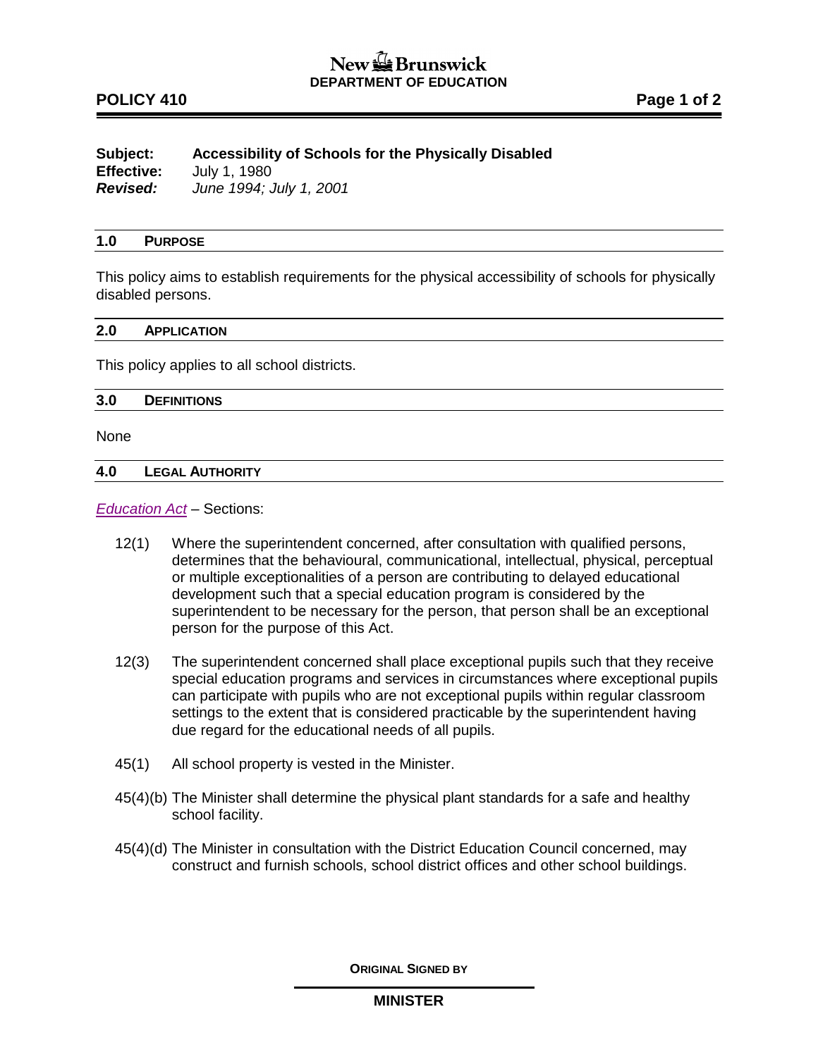**New Brunswick**
**DEPARTMENT OF EDUCATION**

**POLICY 410**

**Subject:** **Accessibility of Schools for the Physically Disabled**
**Effective:** July 1, 1980
***Revised:*** *June 1994; July 1, 2001*

## 1.0 PURPOSE

This policy aims to establish requirements for the physical accessibility of schools for physically disabled persons.

## 2.0 APPLICATION

This policy applies to all school districts.

## 3.0 DEFINITIONS

None

## 4.0 LEGAL AUTHORITY

*Education Act* – Sections:

12(1) Where the superintendent concerned, after consultation with qualified persons, determines that the behavioural, communicational, intellectual, physical, perceptual or multiple exceptionalities of a person are contributing to delayed educational development such that a special education program is considered by the superintendent to be necessary for the person, that person shall be an exceptional person for the purpose of this Act.

12(3) The superintendent concerned shall place exceptional pupils such that they receive special education programs and services in circumstances where exceptional pupils can participate with pupils who are not exceptional pupils within regular classroom settings to the extent that is considered practicable by the superintendent having due regard for the educational needs of all pupils.

45(1) All school property is vested in the Minister.

45(4)(b) The Minister shall determine the physical plant standards for a safe and healthy school facility.

45(4)(d) The Minister in consultation with the District Education Council concerned, may construct and furnish schools, school district offices and other school buildings.

**ORIGINAL SIGNED BY**

**MINISTER**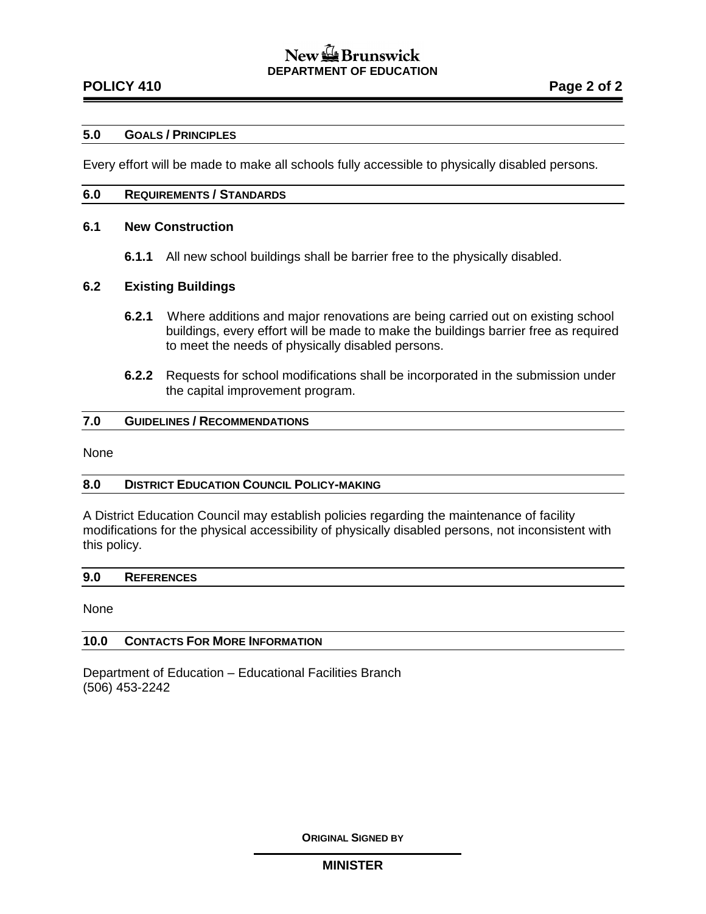## 5.0 Goals / Principles

Every effort will be made to make all schools fully accessible to physically disabled persons.

## 6.0 Requirements / Standards

### 6.1 New Construction

**6.1.1** All new school buildings shall be barrier free to the physically disabled.

### 6.2 Existing Buildings

**6.2.1** Where additions and major renovations are being carried out on existing school buildings, every effort will be made to make the buildings barrier free as required to meet the needs of physically disabled persons.

**6.2.2** Requests for school modifications shall be incorporated in the submission under the capital improvement program.

## 7.0 Guidelines / Recommendations

None

## 8.0 District Education Council Policy-Making

A District Education Council may establish policies regarding the maintenance of facility modifications for the physical accessibility of physically disabled persons, not inconsistent with this policy.

## 9.0 References

None

## 10.0 Contacts For More Information

Department of Education – Educational Facilities Branch
(506) 453-2242

**Original Signed by**

**MINISTER**